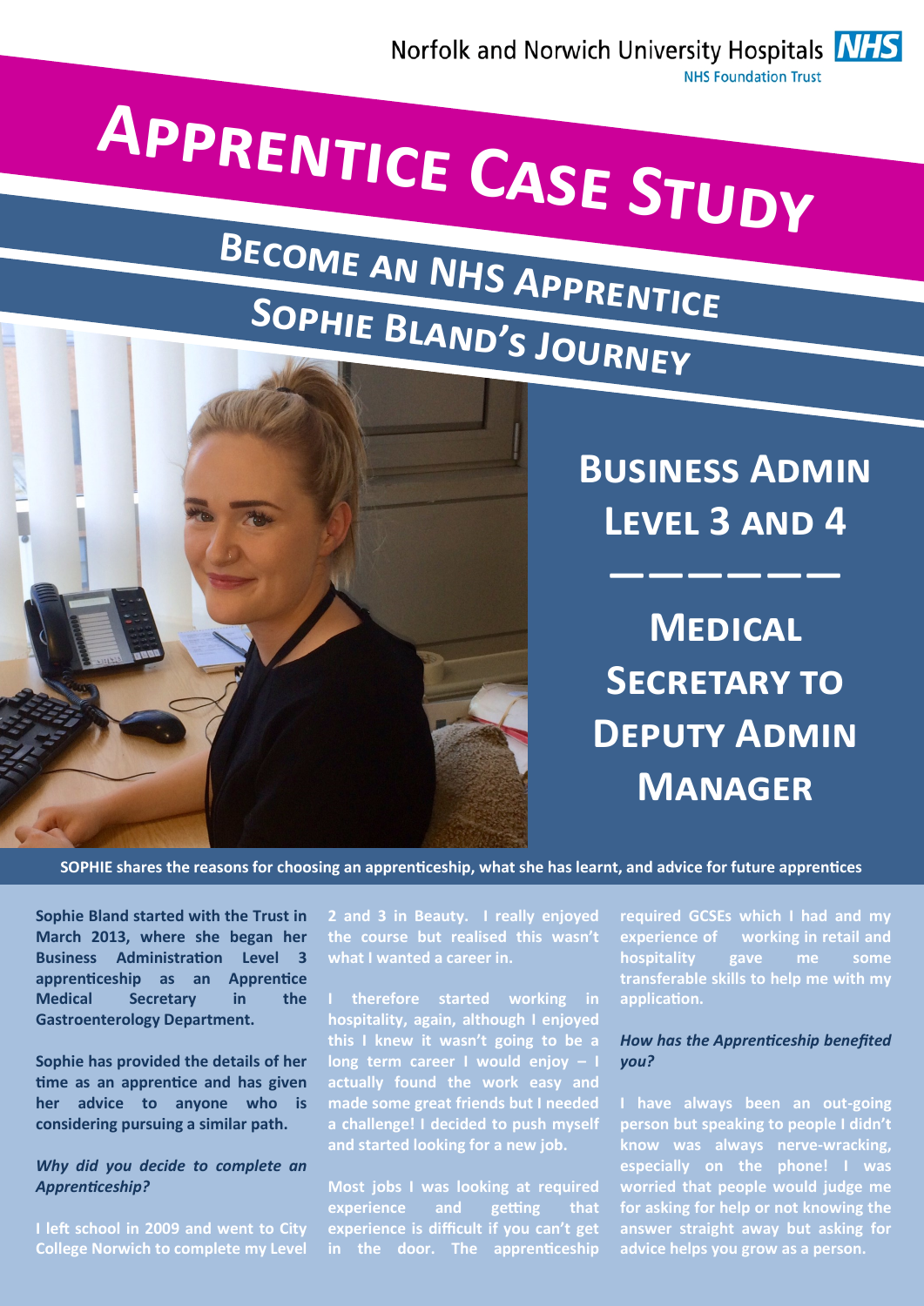Norfolk and Norwich University Hospitals NHS
NHS Foundation Trust

# Apprentice Case Study

## Become an NHS Apprentice

## Sophie Bland's Journey

## Business Admin Level 3 and 4

——————

## Medical Secretary to Deputy Admin Manager

**SOPHIE shares the reasons for choosing an apprenticeship, what she has learnt, and advice for future apprentices**

**Sophie Bland started with the Trust in March 2013, where she began her Business Administration Level 3 apprenticeship as an Apprentice Medical Secretary in the Gastroenterology Department.**

**Sophie has provided the details of her time as an apprentice and has given her advice to anyone who is considering pursuing a similar path.**

***Why did you decide to complete an Apprenticeship?***

I left school in 2009 and went to City College Norwich to complete my Level 2 and 3 in Beauty. I really enjoyed the course but realised this wasn't what I wanted a career in.

I therefore started working in hospitality, again, although I enjoyed this I knew it wasn't going to be a long term career I would enjoy – I actually found the work easy and made some great friends but I needed a challenge! I decided to push myself and started looking for a new job.

Most jobs I was looking at required experience and getting that experience is difficult if you can't get in the door. The apprenticeship required GCSEs which I had and my experience of working in retail and hospitality gave me some transferable skills to help me with my application.

***How has the Apprenticeship benefited you?***

I have always been an out-going person but speaking to people I didn't know was always nerve-wracking, especially on the phone! I was worried that people would judge me for asking for help or not knowing the answer straight away but asking for advice helps you grow as a person.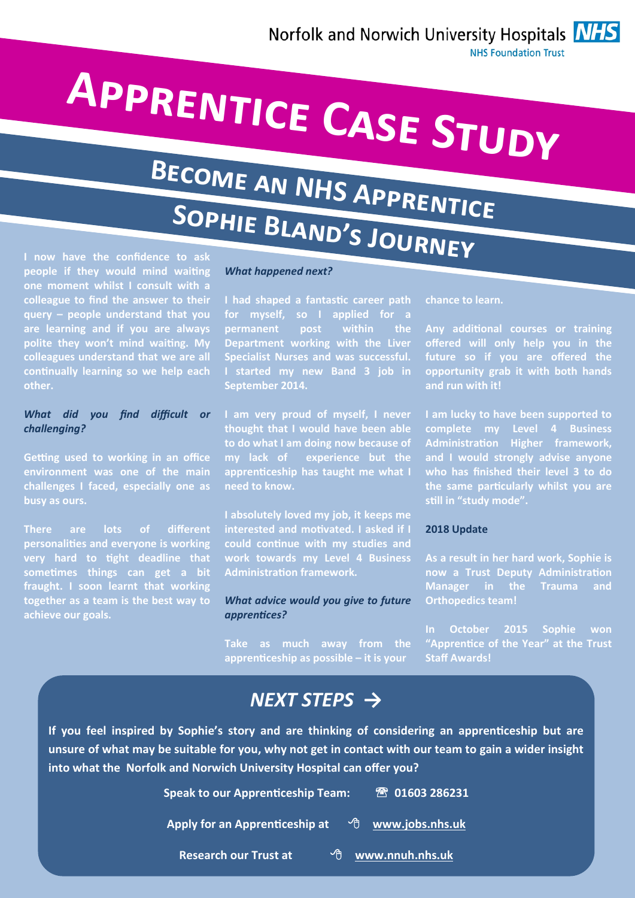Norfolk and Norwich University Hospitals NHS
NHS Foundation Trust

# Apprentice Case Study

## Become an NHS Apprentice

## Sophie Bland's Journey

I now have the confidence to ask people if they would mind waiting one moment whilst I consult with a colleague to find the answer to their query – people understand that you are learning and if you are always polite they won't mind waiting. My colleagues understand that we are all continually learning so we help each other.

***What did you find difficult or challenging?***

Getting used to working in an office environment was one of the main challenges I faced, especially one as busy as ours.

There are lots of different personalities and everyone is working very hard to tight deadline that sometimes things can get a bit fraught. I soon learnt that working together as a team is the best way to achieve our goals.

***What happened next?***

I had shaped a fantastic career path for myself, so I applied for a permanent post within the Department working with the Liver Specialist Nurses and was successful. I started my new Band 3 job in September 2014.

I am very proud of myself, I never thought that I would have been able to do what I am doing now because of my lack of experience but the apprenticeship has taught me what I need to know.

I absolutely loved my job, it keeps me interested and motivated. I asked if I could continue with my studies and work towards my Level 4 Business Administration framework.

***What advice would you give to future apprentices?***

Take as much away from the apprenticeship as possible – it is your chance to learn.

Any additional courses or training offered will only help you in the future so if you are offered the opportunity grab it with both hands and run with it!

I am lucky to have been supported to complete my Level 4 Business Administration Higher framework, and I would strongly advise anyone who has finished their level 3 to do the same particularly whilst you are still in "study mode".

**2018 Update**

As a result in her hard work, Sophie is now a Trust Deputy Administration Manager in the Trauma and Orthopedics team!

In October 2015 Sophie won "Apprentice of the Year" at the Trust Staff Awards!

## *NEXT STEPS →*

**If you feel inspired by Sophie's story and are thinking of considering an apprenticeship but are unsure of what may be suitable for you, why not get in contact with our team to gain a wider insight into what the Norfolk and Norwich University Hospital can offer you?**

**Speak to our Apprenticeship Team:** ☎ **01603 286231**

**Apply for an Apprenticeship at** **www.jobs.nhs.uk**

**Research our Trust at** **www.nnuh.nhs.uk**